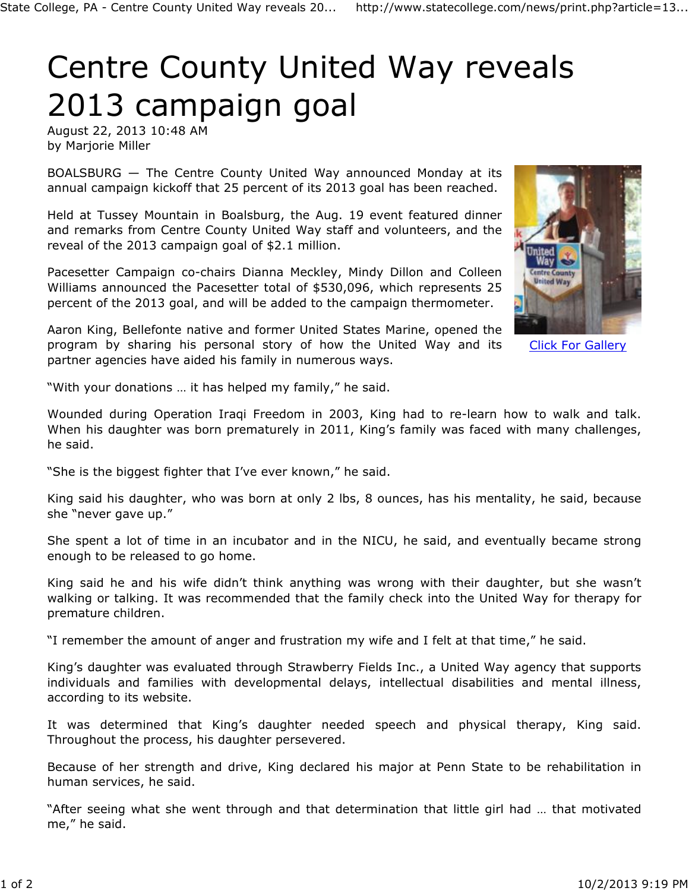# Centre County United Way reveals 2013 campaign goal

August 22, 2013 10:48 AM
by Marjorie Miller

BOALSBURG — The Centre County United Way announced Monday at its annual campaign kickoff that 25 percent of its 2013 goal has been reached.

Held at Tussey Mountain in Boalsburg, the Aug. 19 event featured dinner and remarks from Centre County United Way staff and volunteers, and the reveal of the 2013 campaign goal of $2.1 million.

Pacesetter Campaign co-chairs Dianna Meckley, Mindy Dillon and Colleen Williams announced the Pacesetter total of $530,096, which represents 25 percent of the 2013 goal, and will be added to the campaign thermometer.

Click For Gallery

Aaron King, Bellefonte native and former United States Marine, opened the program by sharing his personal story of how the United Way and its partner agencies have aided his family in numerous ways.

“With your donations … it has helped my family,” he said.

Wounded during Operation Iraqi Freedom in 2003, King had to re-learn how to walk and talk. When his daughter was born prematurely in 2011, King’s family was faced with many challenges, he said.

“She is the biggest fighter that I’ve ever known,” he said.

King said his daughter, who was born at only 2 lbs, 8 ounces, has his mentality, he said, because she “never gave up.”

She spent a lot of time in an incubator and in the NICU, he said, and eventually became strong enough to be released to go home.

King said he and his wife didn’t think anything was wrong with their daughter, but she wasn’t walking or talking. It was recommended that the family check into the United Way for therapy for premature children.

“I remember the amount of anger and frustration my wife and I felt at that time,” he said.

King’s daughter was evaluated through Strawberry Fields Inc., a United Way agency that supports individuals and families with developmental delays, intellectual disabilities and mental illness, according to its website.

It was determined that King’s daughter needed speech and physical therapy, King said. Throughout the process, his daughter persevered.

Because of her strength and drive, King declared his major at Penn State to be rehabilitation in human services, he said.

“After seeing what she went through and that determination that little girl had … that motivated me,” he said.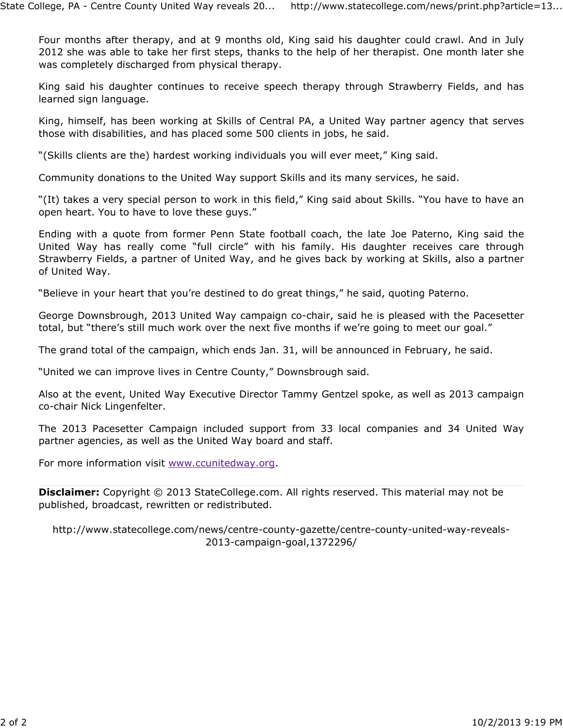Four months after therapy, and at 9 months old, King said his daughter could crawl. And in July 2012 she was able to take her first steps, thanks to the help of her therapist. One month later she was completely discharged from physical therapy.

King said his daughter continues to receive speech therapy through Strawberry Fields, and has learned sign language.

King, himself, has been working at Skills of Central PA, a United Way partner agency that serves those with disabilities, and has placed some 500 clients in jobs, he said.

"(Skills clients are the) hardest working individuals you will ever meet," King said.

Community donations to the United Way support Skills and its many services, he said.

"(It) takes a very special person to work in this field," King said about Skills. "You have to have an open heart. You to have to love these guys."

Ending with a quote from former Penn State football coach, the late Joe Paterno, King said the United Way has really come "full circle" with his family. His daughter receives care through Strawberry Fields, a partner of United Way, and he gives back by working at Skills, also a partner of United Way.

"Believe in your heart that you're destined to do great things," he said, quoting Paterno.

George Downsbrough, 2013 United Way campaign co-chair, said he is pleased with the Pacesetter total, but "there's still much work over the next five months if we're going to meet our goal."

The grand total of the campaign, which ends Jan. 31, will be announced in February, he said.

"United we can improve lives in Centre County," Downsbrough said.

Also at the event, United Way Executive Director Tammy Gentzel spoke, as well as 2013 campaign co-chair Nick Lingenfelter.

The 2013 Pacesetter Campaign included support from 33 local companies and 34 United Way partner agencies, as well as the United Way board and staff.

For more information visit www.ccunitedway.org.

---

**Disclaimer:** Copyright © 2013 StateCollege.com. All rights reserved. This material may not be published, broadcast, rewritten or redistributed.

http://www.statecollege.com/news/centre-county-gazette/centre-county-united-way-reveals-2013-campaign-goal,1372296/